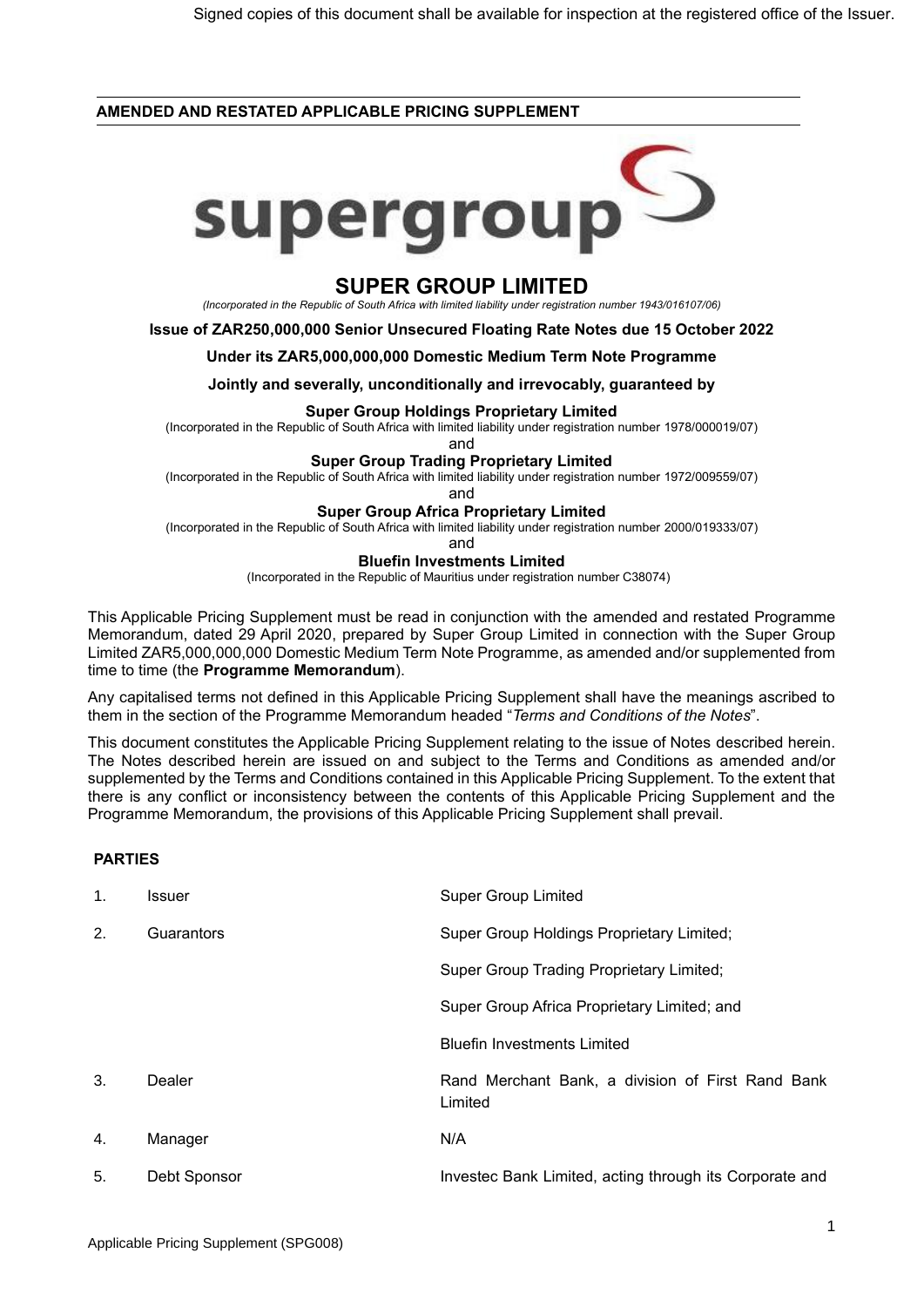Signed copies of this document shall be available for inspection at the registered office of the Issuer.

**AMENDED AND RESTATED APPLICABLE PRICING SUPPLEMENT**

# SUPER GROUP LIMITED

*(Incorporated in the Republic of South Africa with limited liability under registration number 1943/016107/06)*

**Issue of ZAR250,000,000 Senior Unsecured Floating Rate Notes due 15 October 2022**

**Under its ZAR5,000,000,000 Domestic Medium Term Note Programme**

**Jointly and severally, unconditionally and irrevocably, guaranteed by**

**Super Group Holdings Proprietary Limited**

(Incorporated in the Republic of South Africa with limited liability under registration number 1978/000019/07)

and

**Super Group Trading Proprietary Limited**

(Incorporated in the Republic of South Africa with limited liability under registration number 1972/009559/07)

and

**Super Group Africa Proprietary Limited**

(Incorporated in the Republic of South Africa with limited liability under registration number 2000/019333/07)

and

**Bluefin Investments Limited**

(Incorporated in the Republic of Mauritius under registration number C38074)

This Applicable Pricing Supplement must be read in conjunction with the amended and restated Programme Memorandum, dated 29 April 2020, prepared by Super Group Limited in connection with the Super Group Limited ZAR5,000,000,000 Domestic Medium Term Note Programme, as amended and/or supplemented from time to time (the **Programme Memorandum**).

Any capitalised terms not defined in this Applicable Pricing Supplement shall have the meanings ascribed to them in the section of the Programme Memorandum headed "*Terms and Conditions of the Notes*".

This document constitutes the Applicable Pricing Supplement relating to the issue of Notes described herein. The Notes described herein are issued on and subject to the Terms and Conditions as amended and/or supplemented by the Terms and Conditions contained in this Applicable Pricing Supplement. To the extent that there is any conflict or inconsistency between the contents of this Applicable Pricing Supplement and the Programme Memorandum, the provisions of this Applicable Pricing Supplement shall prevail.

**PARTIES**

| | | |
|---|---|---|
| 1. | Issuer | Super Group Limited |
| 2. | Guarantors | Super Group Holdings Proprietary Limited;<br>Super Group Trading Proprietary Limited;<br>Super Group Africa Proprietary Limited; and<br>Bluefin Investments Limited |
| 3. | Dealer | Rand Merchant Bank, a division of First Rand Bank Limited |
| 4. | Manager | N/A |
| 5. | Debt Sponsor | Investec Bank Limited, acting through its Corporate and |

Applicable Pricing Supplement (SPG008)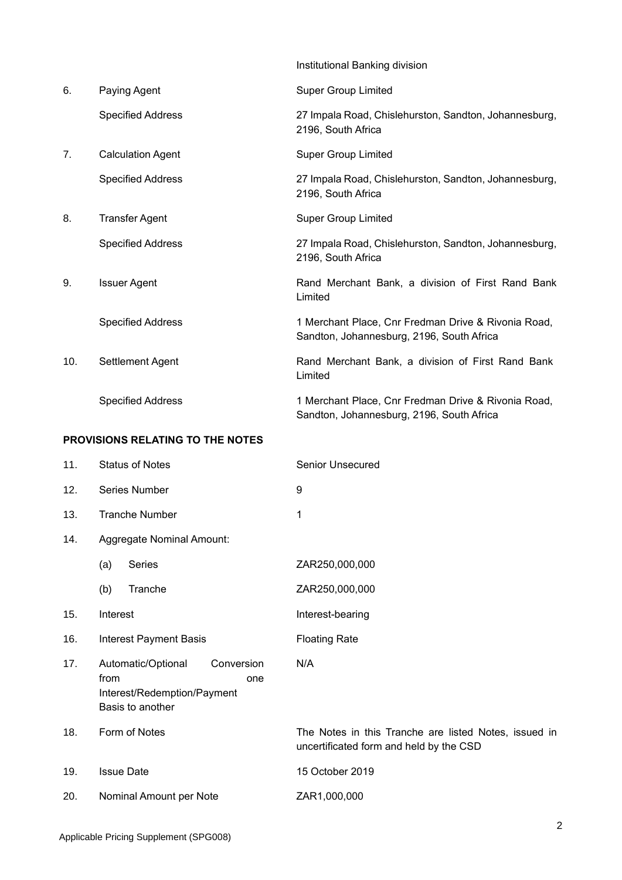| | | |
|---|---|---|
| | | Institutional Banking division |
| 6. | Paying Agent | Super Group Limited |
| | Specified Address | 27 Impala Road, Chislehurston, Sandton, Johannesburg, 2196, South Africa |
| 7. | Calculation Agent | Super Group Limited |
| | Specified Address | 27 Impala Road, Chislehurston, Sandton, Johannesburg, 2196, South Africa |
| 8. | Transfer Agent | Super Group Limited |
| | Specified Address | 27 Impala Road, Chislehurston, Sandton, Johannesburg, 2196, South Africa |
| 9. | Issuer Agent | Rand Merchant Bank, a division of First Rand Bank Limited |
| | Specified Address | 1 Merchant Place, Cnr Fredman Drive & Rivonia Road, Sandton, Johannesburg, 2196, South Africa |
| 10. | Settlement Agent | Rand Merchant Bank, a division of First Rand Bank Limited |
| | Specified Address | 1 Merchant Place, Cnr Fredman Drive & Rivonia Road, Sandton, Johannesburg, 2196, South Africa |

**PROVISIONS RELATING TO THE NOTES**

| | | |
|---|---|---|
| 11. | Status of Notes | Senior Unsecured |
| 12. | Series Number | 9 |
| 13. | Tranche Number | 1 |
| 14. | Aggregate Nominal Amount: | |
| | (a) Series | ZAR250,000,000 |
| | (b) Tranche | ZAR250,000,000 |
| 15. | Interest | Interest-bearing |
| 16. | Interest Payment Basis | Floating Rate |
| 17. | Automatic/Optional Conversion from one Interest/Redemption/Payment Basis to another | N/A |
| 18. | Form of Notes | The Notes in this Tranche are listed Notes, issued in uncertificated form and held by the CSD |
| 19. | Issue Date | 15 October 2019 |
| 20. | Nominal Amount per Note | ZAR1,000,000 |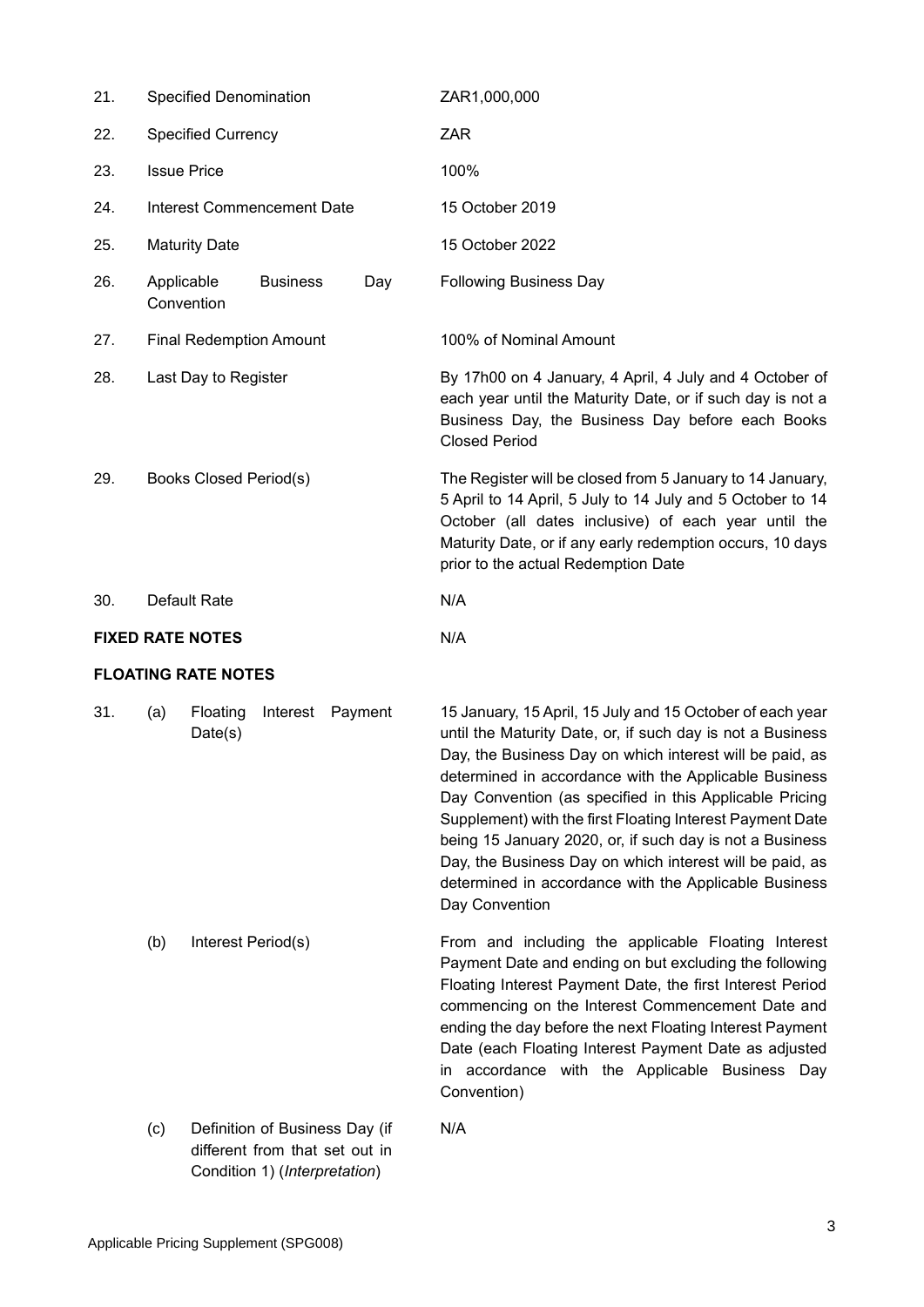| | | |
|---|---|---|
| 21. | Specified Denomination | ZAR1,000,000 |
| 22. | Specified Currency | ZAR |
| 23. | Issue Price | 100% |
| 24. | Interest Commencement Date | 15 October 2019 |
| 25. | Maturity Date | 15 October 2022 |
| 26. | Applicable Business Day Convention | Following Business Day |
| 27. | Final Redemption Amount | 100% of Nominal Amount |
| 28. | Last Day to Register | By 17h00 on 4 January, 4 April, 4 July and 4 October of each year until the Maturity Date, or if such day is not a Business Day, the Business Day before each Books Closed Period |
| 29. | Books Closed Period(s) | The Register will be closed from 5 January to 14 January, 5 April to 14 April, 5 July to 14 July and 5 October to 14 October (all dates inclusive) of each year until the Maturity Date, or if any early redemption occurs, 10 days prior to the actual Redemption Date |
| 30. | Default Rate | N/A |

**FIXED RATE NOTES** N/A

**FLOATING RATE NOTES**

| | | |
|---|---|---|
| 31. (a) | Floating Interest Payment Date(s) | 15 January, 15 April, 15 July and 15 October of each year until the Maturity Date, or, if such day is not a Business Day, the Business Day on which interest will be paid, as determined in accordance with the Applicable Business Day Convention (as specified in this Applicable Pricing Supplement) with the first Floating Interest Payment Date being 15 January 2020, or, if such day is not a Business Day, the Business Day on which interest will be paid, as determined in accordance with the Applicable Business Day Convention |
| (b) | Interest Period(s) | From and including the applicable Floating Interest Payment Date and ending on but excluding the following Floating Interest Payment Date, the first Interest Period commencing on the Interest Commencement Date and ending the day before the next Floating Interest Payment Date (each Floating Interest Payment Date as adjusted in accordance with the Applicable Business Day Convention) |
| (c) | Definition of Business Day (if different from that set out in Condition 1) (*Interpretation*) | N/A |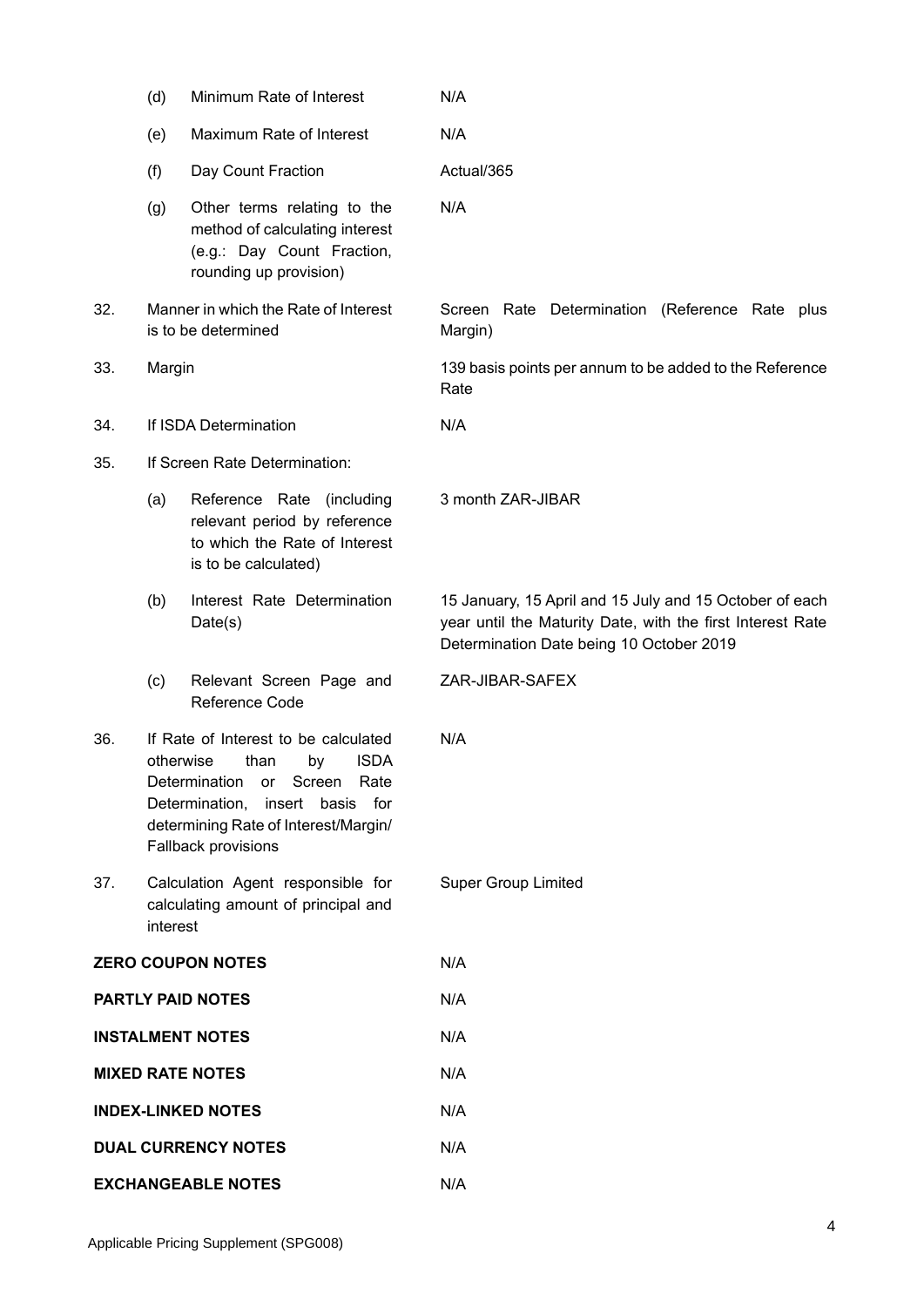| | | |
|---|---|---|
| | (d) Minimum Rate of Interest | N/A |
| | (e) Maximum Rate of Interest | N/A |
| | (f) Day Count Fraction | Actual/365 |
| | (g) Other terms relating to the method of calculating interest (e.g.: Day Count Fraction, rounding up provision) | N/A |
| 32. | Manner in which the Rate of Interest is to be determined | Screen Rate Determination (Reference Rate plus Margin) |
| 33. | Margin | 139 basis points per annum to be added to the Reference Rate |
| 34. | If ISDA Determination | N/A |
| 35. | If Screen Rate Determination: | |
| | (a) Reference Rate (including relevant period by reference to which the Rate of Interest is to be calculated) | 3 month ZAR-JIBAR |
| | (b) Interest Rate Determination Date(s) | 15 January, 15 April and 15 July and 15 October of each year until the Maturity Date, with the first Interest Rate Determination Date being 10 October 2019 |
| | (c) Relevant Screen Page and Reference Code | ZAR-JIBAR-SAFEX |
| 36. | If Rate of Interest to be calculated otherwise than by ISDA Determination or Screen Rate Determination, insert basis for determining Rate of Interest/Margin/ Fallback provisions | N/A |
| 37. | Calculation Agent responsible for calculating amount of principal and interest | Super Group Limited |

| | |
|---|---|
| **ZERO COUPON NOTES** | N/A |
| **PARTLY PAID NOTES** | N/A |
| **INSTALMENT NOTES** | N/A |
| **MIXED RATE NOTES** | N/A |
| **INDEX-LINKED NOTES** | N/A |
| **DUAL CURRENCY NOTES** | N/A |
| **EXCHANGEABLE NOTES** | N/A |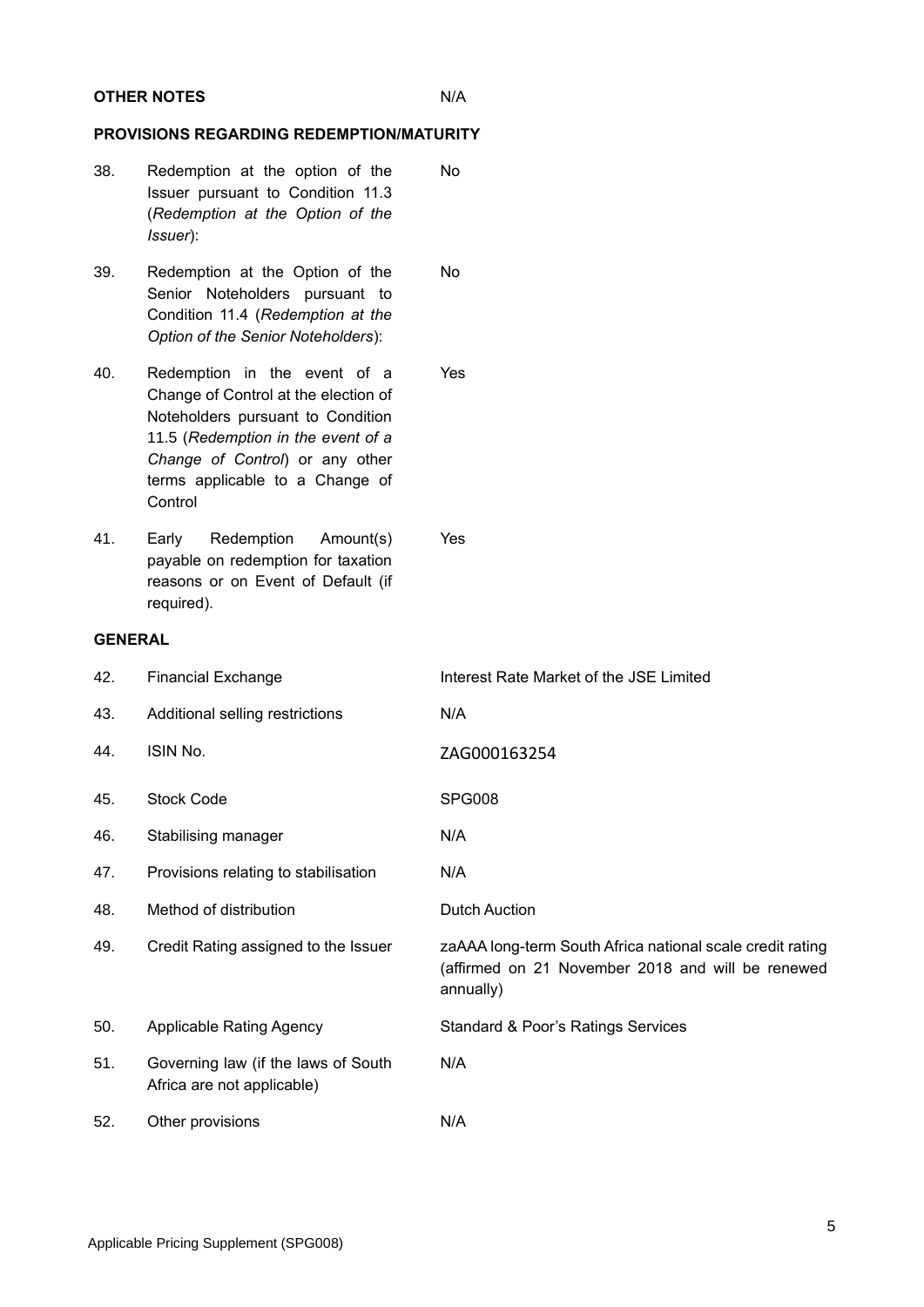| | | |
|---|---|---|
| **OTHER NOTES** | | N/A |

**PROVISIONS REGARDING REDEMPTION/MATURITY**

| | | |
|---|---|---|
| 38. | Redemption at the option of the Issuer pursuant to Condition 11.3 (*Redemption at the Option of the Issuer*): | No |
| 39. | Redemption at the Option of the Senior Noteholders pursuant to Condition 11.4 (*Redemption at the Option of the Senior Noteholders*): | No |
| 40. | Redemption in the event of a Change of Control at the election of Noteholders pursuant to Condition 11.5 (*Redemption in the event of a Change of Control*) or any other terms applicable to a Change of Control | Yes |
| 41. | Early Redemption Amount(s) payable on redemption for taxation reasons or on Event of Default (if required). | Yes |

**GENERAL**

| | | |
|---|---|---|
| 42. | Financial Exchange | Interest Rate Market of the JSE Limited |
| 43. | Additional selling restrictions | N/A |
| 44. | ISIN No. | ZAG000163254 |
| 45. | Stock Code | SPG008 |
| 46. | Stabilising manager | N/A |
| 47. | Provisions relating to stabilisation | N/A |
| 48. | Method of distribution | Dutch Auction |
| 49. | Credit Rating assigned to the Issuer | zaAAA long-term South Africa national scale credit rating (affirmed on 21 November 2018 and will be renewed annually) |
| 50. | Applicable Rating Agency | Standard & Poor's Ratings Services |
| 51. | Governing law (if the laws of South Africa are not applicable) | N/A |
| 52. | Other provisions | N/A |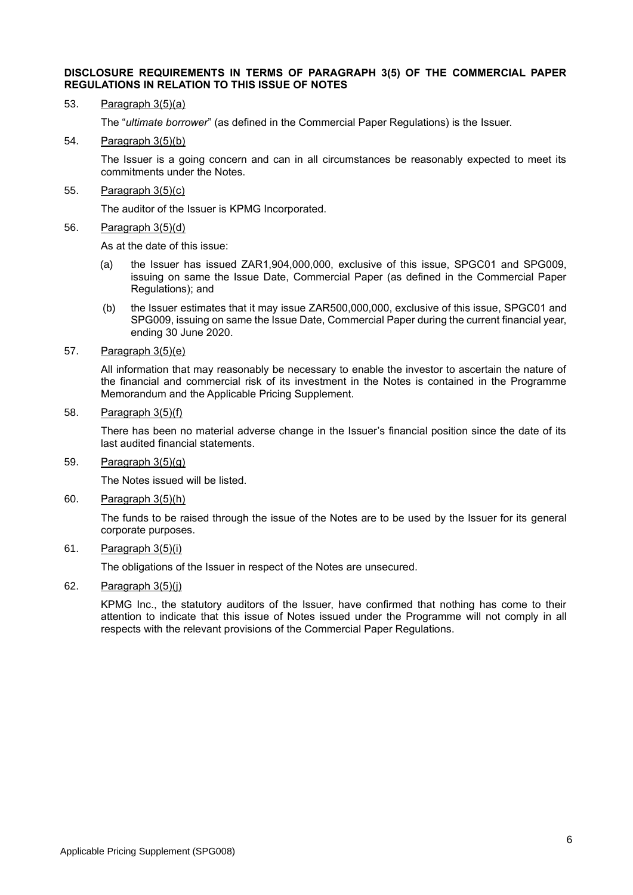**DISCLOSURE REQUIREMENTS IN TERMS OF PARAGRAPH 3(5) OF THE COMMERCIAL PAPER REGULATIONS IN RELATION TO THIS ISSUE OF NOTES**

53. Paragraph 3(5)(a)

    The "*ultimate borrower*" (as defined in the Commercial Paper Regulations) is the Issuer.

54. Paragraph 3(5)(b)

    The Issuer is a going concern and can in all circumstances be reasonably expected to meet its commitments under the Notes.

55. Paragraph 3(5)(c)

    The auditor of the Issuer is KPMG Incorporated.

56. Paragraph 3(5)(d)

    As at the date of this issue:

    (a) the Issuer has issued ZAR1,904,000,000, exclusive of this issue, SPGC01 and SPG009, issuing on same the Issue Date, Commercial Paper (as defined in the Commercial Paper Regulations); and

    (b) the Issuer estimates that it may issue ZAR500,000,000, exclusive of this issue, SPGC01 and SPG009, issuing on same the Issue Date, Commercial Paper during the current financial year, ending 30 June 2020.

57. Paragraph 3(5)(e)

    All information that may reasonably be necessary to enable the investor to ascertain the nature of the financial and commercial risk of its investment in the Notes is contained in the Programme Memorandum and the Applicable Pricing Supplement.

58. Paragraph 3(5)(f)

    There has been no material adverse change in the Issuer's financial position since the date of its last audited financial statements.

59. Paragraph 3(5)(g)

    The Notes issued will be listed.

60. Paragraph 3(5)(h)

    The funds to be raised through the issue of the Notes are to be used by the Issuer for its general corporate purposes.

61. Paragraph 3(5)(i)

    The obligations of the Issuer in respect of the Notes are unsecured.

62. Paragraph 3(5)(j)

    KPMG Inc., the statutory auditors of the Issuer, have confirmed that nothing has come to their attention to indicate that this issue of Notes issued under the Programme will not comply in all respects with the relevant provisions of the Commercial Paper Regulations.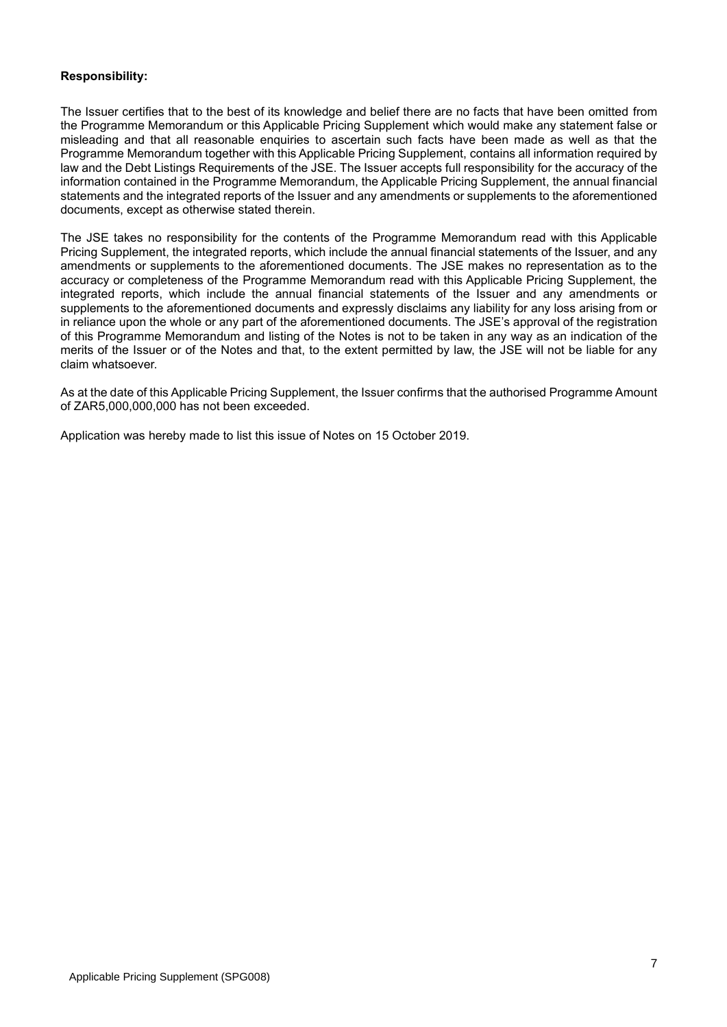**Responsibility:**

The Issuer certifies that to the best of its knowledge and belief there are no facts that have been omitted from the Programme Memorandum or this Applicable Pricing Supplement which would make any statement false or misleading and that all reasonable enquiries to ascertain such facts have been made as well as that the Programme Memorandum together with this Applicable Pricing Supplement, contains all information required by law and the Debt Listings Requirements of the JSE. The Issuer accepts full responsibility for the accuracy of the information contained in the Programme Memorandum, the Applicable Pricing Supplement, the annual financial statements and the integrated reports of the Issuer and any amendments or supplements to the aforementioned documents, except as otherwise stated therein.

The JSE takes no responsibility for the contents of the Programme Memorandum read with this Applicable Pricing Supplement, the integrated reports, which include the annual financial statements of the Issuer, and any amendments or supplements to the aforementioned documents. The JSE makes no representation as to the accuracy or completeness of the Programme Memorandum read with this Applicable Pricing Supplement, the integrated reports, which include the annual financial statements of the Issuer and any amendments or supplements to the aforementioned documents and expressly disclaims any liability for any loss arising from or in reliance upon the whole or any part of the aforementioned documents. The JSE's approval of the registration of this Programme Memorandum and listing of the Notes is not to be taken in any way as an indication of the merits of the Issuer or of the Notes and that, to the extent permitted by law, the JSE will not be liable for any claim whatsoever.

As at the date of this Applicable Pricing Supplement, the Issuer confirms that the authorised Programme Amount of ZAR5,000,000,000 has not been exceeded.

Application was hereby made to list this issue of Notes on 15 October 2019.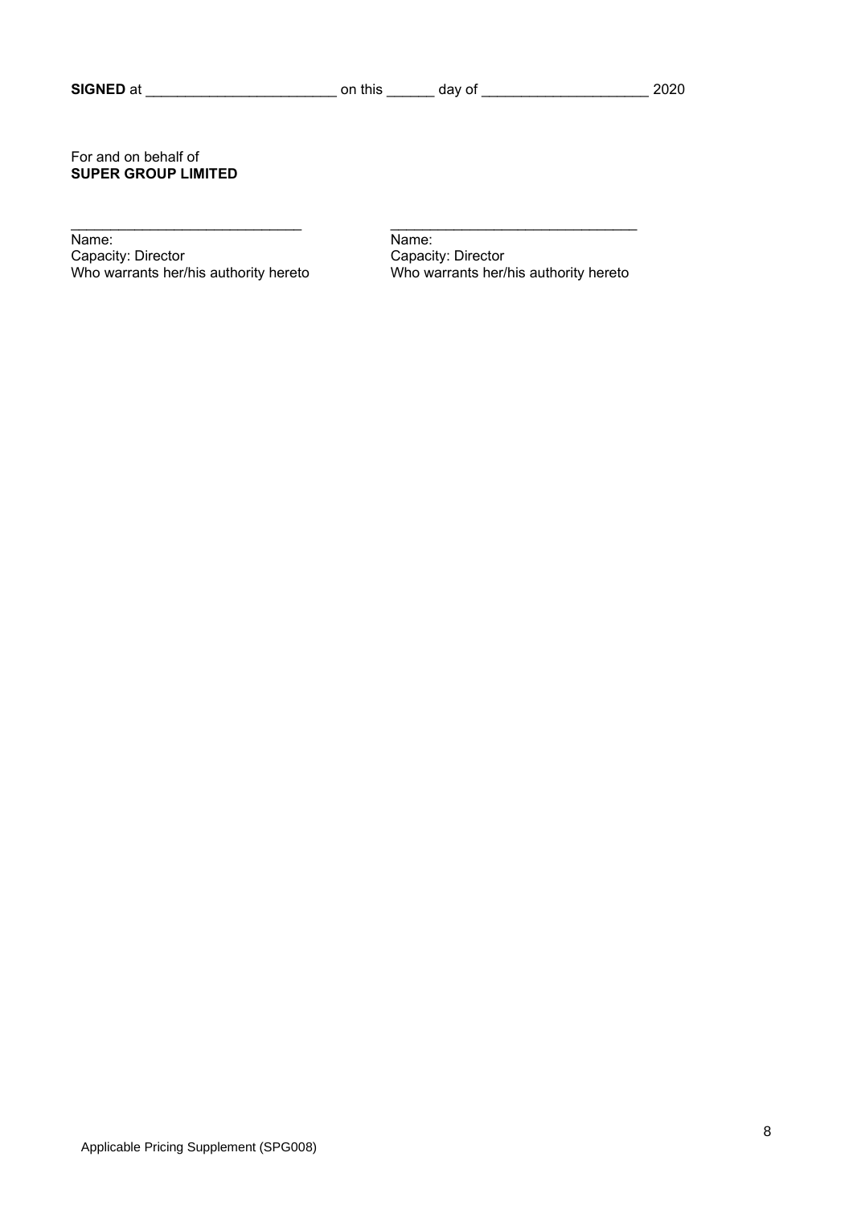**SIGNED** at ________________________ on this ______ day of _____________________ 2020

For and on behalf of
**SUPER GROUP LIMITED**

| | |
|---|---|
| ______________________________ | ________________________________ |
| Name: | Name: |
| Capacity: Director | Capacity: Director |
| Who warrants her/his authority hereto | Who warrants her/his authority hereto |

Applicable Pricing Supplement (SPG008)